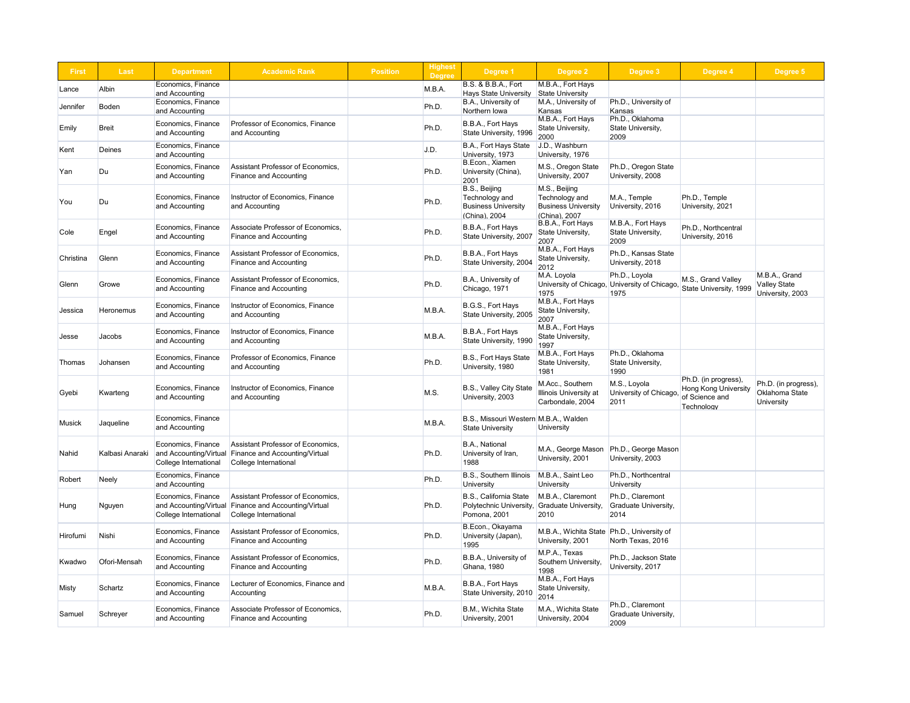| First | Last | Department | Academic Rank | Position | Highest Degree | Degree 1 | Degree 2 | Degree 3 | Degree 4 | Degree 5 |
|---|---|---|---|---|---|---|---|---|---|---|
| Lance | Albin | Economics, Finance and Accounting | | | M.B.A. | B.S. & B.B.A., Fort Hays State University | M.B.A., Fort Hays State University | | | |
| Jennifer | Boden | Economics, Finance and Accounting | | | Ph.D. | B.A., University of Northern Iowa | M.A., University of Kansas | Ph.D., University of Kansas | | |
| Emily | Breit | Economics, Finance and Accounting | Professor of Economics, Finance and Accounting | | Ph.D. | B.B.A., Fort Hays State University, 1996 | M.B.A., Fort Hays State University, 2000 | Ph.D., Oklahoma State University, 2009 | | |
| Kent | Deines | Economics, Finance and Accounting | | | J.D. | B.A., Fort Hays State University, 1973 | J.D., Washburn University, 1976 | | | |
| Yan | Du | Economics, Finance and Accounting | Assistant Professor of Economics, Finance and Accounting | | Ph.D. | B.Econ., Xiamen University (China), 2001 | M.S., Oregon State University, 2007 | Ph.D., Oregon State University, 2008 | | |
| You | Du | Economics, Finance and Accounting | Instructor of Economics, Finance and Accounting | | Ph.D. | B.S., Beijing Technology and Business University (China), 2004 | M.S., Beijing Technology and Business University (China), 2007 | M.A., Temple University, 2016 | Ph.D., Temple University, 2021 | |
| Cole | Engel | Economics, Finance and Accounting | Associate Professor of Economics, Finance and Accounting | | Ph.D. | B.B.A., Fort Hays State University, 2007 | B.B.A., Fort Hays State University, 2007 | M.B.A., Fort Hays State University, 2009 | Ph.D., Northcentral University, 2016 | |
| Christina | Glenn | Economics, Finance and Accounting | Assistant Professor of Economics, Finance and Accounting | | Ph.D. | B.B.A., Fort Hays State University, 2004 | M.B.A., Fort Hays State University, 2012 | Ph.D., Kansas State University, 2018 | | |
| Glenn | Growe | Economics, Finance and Accounting | Assistant Professor of Economics, Finance and Accounting | | Ph.D. | B.A., University of Chicago, 1971 | M.A. Loyola University of Chicago, 1975 | Ph.D., Loyola University of Chicago, 1975 | M.S., Grand Valley State University, 1999 | M.B.A., Grand Valley State University, 2003 |
| Jessica | Heronemus | Economics, Finance and Accounting | Instructor of Economics, Finance and Accounting | | M.B.A. | B.G.S., Fort Hays State University, 2005 | M.B.A., Fort Hays State University, 2007 | | | |
| Jesse | Jacobs | Economics, Finance and Accounting | Instructor of Economics, Finance and Accounting | | M.B.A. | B.B.A., Fort Hays State University, 1990 | M.B.A., Fort Hays State University, 1997 | | | |
| Thomas | Johansen | Economics, Finance and Accounting | Professor of Economics, Finance and Accounting | | Ph.D. | B.S., Fort Hays State University, 1980 | M.B.A., Fort Hays State University, 1981 | Ph.D., Oklahoma State University, 1990 | | |
| Gyebi | Kwarteng | Economics, Finance and Accounting | Instructor of Economics, Finance and Accounting | | M.S. | B.S., Valley City State University, 2003 | M.Acc., Southern Illinois University at Carbondale, 2004 | M.S., Loyola University of Chicago, 2011 | Ph.D. (in progress), Hong Kong University of Science and Technology | Ph.D. (in progress), Oklahoma State University |
| Musick | Jaqueline | Economics, Finance and Accounting | | | M.B.A. | B.S., Missouri Western State University | M.B.A., Walden University | | | |
| Nahid | Kalbasi Anaraki | Economics, Finance and Accounting/Virtual College International | Assistant Professor of Economics, Finance and Accounting/Virtual College International | | Ph.D. | B.A., National University of Iran, 1988 | M.A., George Mason University, 2001 | Ph.D., George Mason University, 2003 | | |
| Robert | Neely | Economics, Finance and Accounting | | | Ph.D. | B.S., Southern Illinois University | M.B.A., Saint Leo University | Ph.D., Northcentral University | | |
| Hung | Nguyen | Economics, Finance and Accounting/Virtual College International | Assistant Professor of Economics, Finance and Accounting/Virtual College International | | Ph.D. | B.S., California State Polytechnic University, Pomona, 2001 | M.B.A., Claremont Graduate University, 2010 | Ph.D., Claremont Graduate University, 2014 | | |
| Hirofumi | Nishi | Economics, Finance and Accounting | Assistant Professor of Economics, Finance and Accounting | | Ph.D. | B.Econ., Okayama University (Japan), 1995 | M.B.A., Wichita State University, 2001 | Ph.D., University of North Texas, 2016 | | |
| Kwadwo | Ofori-Mensah | Economics, Finance and Accounting | Assistant Professor of Economics, Finance and Accounting | | Ph.D. | B.B.A., University of Ghana, 1980 | M.P.A., Texas Southern University, 1998 | Ph.D., Jackson State University, 2017 | | |
| Misty | Schartz | Economics, Finance and Accounting | Lecturer of Economics, Finance and Accounting | | M.B.A. | B.B.A., Fort Hays State University, 2010 | M.B.A., Fort Hays State University, 2014 | | | |
| Samuel | Schreyer | Economics, Finance and Accounting | Associate Professor of Economics, Finance and Accounting | | Ph.D. | B.M., Wichita State University, 2001 | M.A., Wichita State University, 2004 | Ph.D., Claremont Graduate University, 2009 | | |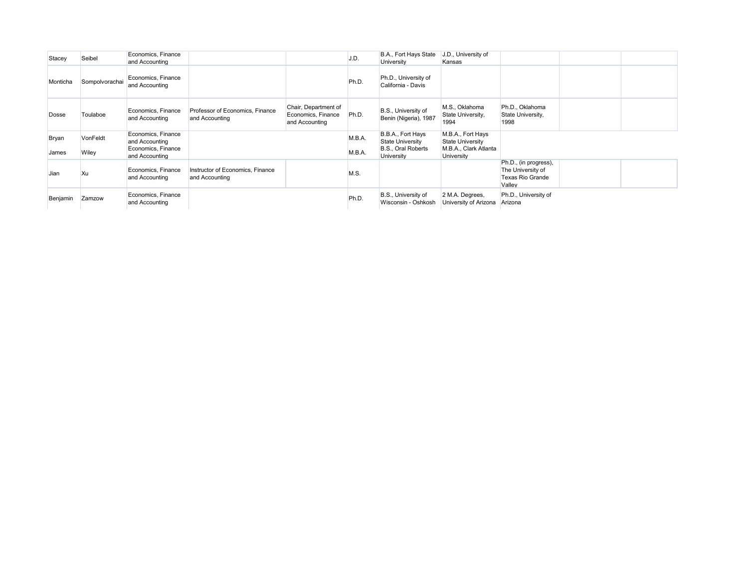| | | | | | | | | | | |
|---|---|---|---|---|---|---|---|---|---|---|
| Stacey | Seibel | Economics, Finance and Accounting | | | J.D. | B.A., Fort Hays State University | J.D., University of Kansas | | | |
| Monticha | Sompolvorachai | Economics, Finance and Accounting | | | Ph.D. | Ph.D., University of California - Davis | | | | |
| Dosse | Toulaboe | Economics, Finance and Accounting | Professor of Economics, Finance and Accounting | Chair, Department of Economics, Finance and Accounting | Ph.D. | B.S., University of Benin (Nigeria), 1987 | M.S., Oklahoma State University, 1994 | Ph.D., Oklahoma State University, 1998 | | |
| Bryan | VonFeldt | Economics, Finance and Accounting | | | M.B.A. | B.B.A., Fort Hays State University | M.B.A., Fort Hays State University | | | |
| James | Wiley | Economics, Finance and Accounting | | | M.B.A. | B.S., Oral Roberts University | M.B.A., Clark Atlanta University | | | |
| Jian | Xu | Economics, Finance and Accounting | Instructor of Economics, Finance and Accounting | | M.S. | | | Ph.D., (in progress), The University of Texas Rio Grande Valley | | |
| Benjamin | Zamzow | Economics, Finance and Accounting | | | Ph.D. | B.S., University of Wisconsin - Oshkosh | 2 M.A. Degrees, University of Arizona | Ph.D., University of Arizona | | |